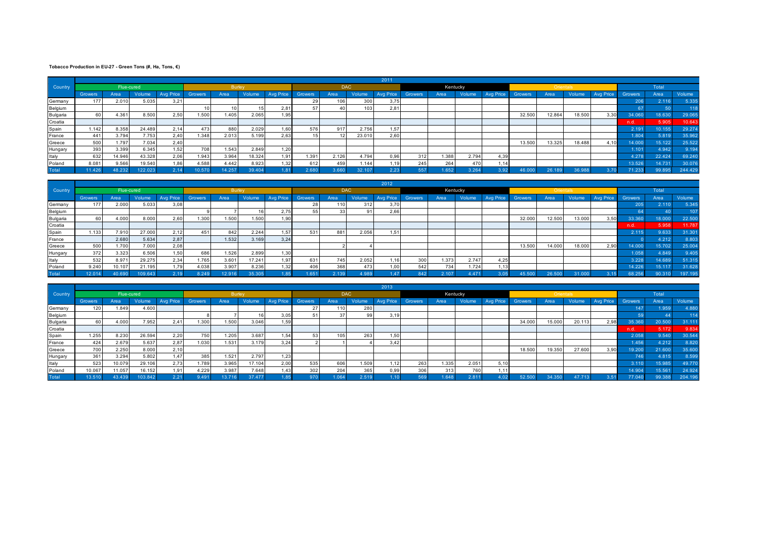**Tobacco Production in EU-27 - Green Tons (#, Ha, Tons, €)**

| Country | 2011 | | | | | | | | | | | | | | | | | | | | | | |
|---|---|---|---|---|---|---|---|---|---|---|---|---|---|---|---|---|---|---|---|---|---|---|---|
| | Flue-cured | | | | Burley | | | | DAC | | | | Kentucky | | | | Orientals | | | | Total | | |
| | Growers | Area | Volume | Avg Price | Growers | Area | Volume | Avg Price | Growers | Area | Volume | Avg Price | Growers | Area | Volume | Avg Price | Growers | Area | Volume | Avg Price | Growers | Area | Volume |
| Germany | 177 | 2.010 | 5.035 | 3,21 | | | | | 29 | 106 | 300 | 3,75 | | | | | | | | | 206 | 2.116 | 5.335 |
| Belgium | | | | | 10 | 10 | 15 | 2,81 | 57 | 40 | 103 | 2,81 | | | | | | | | | 67 | 50 | 118 |
| Bulgaria | 60 | 4.361 | 8.500 | 2,50 | 1.500 | 1.405 | 2.065 | 1,95 | | | | | | | | | 32.500 | 12.864 | 18.500 | 3,30 | 34.060 | 18.630 | 29.065 |
| Croatia | | | | | | | | | | | | | | | | | | | | | n.d. | 5.905 | 10.643 |
| Spain | 1.142 | 8.358 | 24.489 | 2,14 | 473 | 880 | 2.029 | 1,60 | 576 | 917 | 2.756 | 1,57 | | | | | | | | | 2.191 | 10.155 | 29.274 |
| France | 441 | 3.794 | 7.753 | 2,40 | 1.348 | 2.013 | 5.199 | 2,63 | 15 | 12 | 23.010 | 2,60 | | | | | | | | | 1.804 | 5.819 | 35.962 |
| Greece | 500 | 1.797 | 7.034 | 2,40 | | | | | | | | | | | | | 13.500 | 13.325 | 18.488 | 4,10 | 14.000 | 15.122 | 25.522 |
| Hungary | 393 | 3.399 | 6.345 | 1,52 | 708 | 1.543 | 2.849 | 1,20 | | | | | | | | | | | | | 1.101 | 4.942 | 9.194 |
| Italy | 632 | 14.946 | 43.328 | 2,06 | 1.943 | 3.964 | 18.324 | 1,91 | 1.391 | 2.126 | 4.794 | 0,96 | 312 | 1.388 | 2.794 | 4,39 | | | | | 4.278 | 22.424 | 69.240 |
| Poland | 8.081 | 9.566 | 19.540 | 1,86 | 4.588 | 4.442 | 8.923 | 1,32 | 612 | 459 | 1.144 | 1,19 | 245 | 264 | 470 | 1,14 | | | | | 13.526 | 14.731 | 30.076 |
| Total | 11.426 | 48.232 | 122.023 | 2,14 | 10.570 | 14.257 | 39.404 | 1,81 | 2.680 | 3.660 | 32.107 | 2,23 | 557 | 1.652 | 3.264 | 3,92 | 46.000 | 26.189 | 36.988 | 3,70 | 71.233 | 99.895 | 244.429 |

| Country | 2012 | | | | | | | | | | | | | | | | | | | | | | |
|---|---|---|---|---|---|---|---|---|---|---|---|---|---|---|---|---|---|---|---|---|---|---|---|
| | Flue-cured | | | | Burley | | | | DAC | | | | Kentucky | | | | Orientals | | | | Total | | |
| | Growers | Area | Volume | Avg Price | Growers | Area | Volume | Avg Price | Growers | Area | Volume | Avg Price | Growers | Area | Volume | Avg Price | Growers | Area | Volume | Avg Price | Growers | Area | Volume |
| Germany | 177 | 2.000 | 5.033 | 3,08 | | | | | 28 | 110 | 312 | 3,70 | | | | | | | | | 205 | 2.110 | 5.345 |
| Belgium | | | | | 9 | 7 | 16 | 2,75 | 55 | 33 | 91 | 2,66 | | | | | | | | | 64 | 40 | 107 |
| Bulgaria | 60 | 4.000 | 8.000 | 2,60 | 1.300 | 1.500 | 1.500 | 1,90 | | | | | | | | | 32.000 | 12.500 | 13.000 | 3,50 | 33.360 | 18.000 | 22.500 |
| Croatia | | | | | | | | | | | | | | | | | | | | | n.d. | 5.958 | 11.787 |
| Spain | 1.133 | 7.910 | 27.000 | 2,12 | 451 | 842 | 2.244 | 1,57 | 531 | 881 | 2.056 | 1,51 | | | | | | | | | 2.115 | 9.633 | 31.301 |
| France | | 2.680 | 5.634 | 2,87 | | 1.532 | 3.169 | 3,24 | | | | | | | | | | | | | 0 | 4.212 | 8.803 |
| Greece | 500 | 1.700 | 7.000 | 2,08 | | | | | | 2 | 4 | | | | | | 13.500 | 14.000 | 18.000 | 2,90 | 14.000 | 15.702 | 25.004 |
| Hungary | 372 | 3.323 | 6.506 | 1,50 | 686 | 1.526 | 2.899 | 1,30 | | | | | | | | | | | | | 1.058 | 4.849 | 9.405 |
| Italy | 532 | 8.971 | 29.275 | 2,34 | 1.765 | 3.601 | 17.241 | 1,97 | 631 | 745 | 2.052 | 1,16 | 300 | 1.373 | 2.747 | 4,25 | | | | | 3.228 | 14.689 | 51.315 |
| Poland | 9.240 | 10.107 | 21.195 | 1,79 | 4.038 | 3.907 | 8.236 | 1,32 | 406 | 368 | 473 | 1,00 | 542 | 734 | 1.724 | 1,13 | | | | | 14.226 | 15.117 | 31.628 |
| Total | 12.014 | 40.690 | 109.643 | 2,19 | 8.249 | 12.916 | 35.305 | 1,85 | 1.651 | 2.139 | 4.989 | 1,47 | 842 | 2.107 | 4.471 | 3,05 | 45.500 | 26.500 | 31.000 | 3,15 | 68.256 | 90.310 | 197.195 |

| Country | 2013 | | | | | | | | | | | | | | | | | | | | | | |
|---|---|---|---|---|---|---|---|---|---|---|---|---|---|---|---|---|---|---|---|---|---|---|---|
| | Flue-cured | | | | Burley | | | | DAC | | | | Kentucky | | | | Orientals | | | | Total | | |
| | Growers | Area | Volume | Avg Price | Growers | Area | Volume | Avg Price | Growers | Area | Volume | Avg Price | Growers | Area | Volume | Avg Price | Growers | Area | Volume | Avg Price | Growers | Area | Volume |
| Germany | 120 | 1.849 | 4.600 | | | | | | 27 | 110 | 280 | | | | | | | | | | 147 | 1.959 | 4.880 |
| Belgium | | | | | 8 | 7 | 16 | 3,05 | 51 | 37 | 99 | 3,19 | | | | | | | | | 59 | 44 | 114 |
| Bulgaria | 60 | 4.000 | 7.952 | 2,41 | 1.300 | 1.500 | 3.046 | 1,59 | | | | | | | | | 34.000 | 15.000 | 20.113 | 2,98 | 35.360 | 20.500 | 31.111 |
| Croatia | | | | | | | | | | | | | | | | | | | | | n.d. | 5.172 | 9.834 |
| Spain | 1.255 | 8.230 | 26.594 | 2,20 | 750 | 1.205 | 3.687 | 1,54 | 53 | 105 | 263 | 1,50 | | | | | | | | | 2.058 | 9.540 | 30.544 |
| France | 424 | 2.679 | 5.637 | 2,87 | 1.030 | 1.531 | 3.179 | 3,24 | 2 | 1 | 4 | 3,42 | | | | | | | | | 1.456 | 4.212 | 8.820 |
| Greece | 700 | 2.250 | 8.000 | 2,10 | | | | | | | | | | | | | 18.500 | 19.350 | 27.600 | 3,90 | 19.200 | 21.600 | 35.600 |
| Hungary | 361 | 3.294 | 5.802 | 1,47 | 385 | 1.521 | 2.797 | 1,23 | | | | | | | | | | | | | 746 | 4.815 | 8.599 |
| Italy | 523 | 10.079 | 29.106 | 2,73 | 1.789 | 3.965 | 17.104 | 2,00 | 535 | 606 | 1.509 | 1,12 | 263 | 1.335 | 2.051 | 5,10 | | | | | 3.110 | 15.985 | 49.770 |
| Poland | 10.067 | 11.057 | 16.152 | 1,91 | 4.229 | 3.987 | 7.648 | 1,43 | 302 | 204 | 365 | 0,99 | 306 | 313 | 760 | 1,11 | | | | | 14.904 | 15.561 | 24.924 |
| Total | 13.510 | 43.439 | 103.842 | 2,21 | 9.491 | 13.716 | 37.477 | 1,85 | 970 | 1.064 | 2.519 | 1,10 | 569 | 1.648 | 2.811 | 4,02 | 52.500 | 34.350 | 47.713 | 3,51 | 77.040 | 99.388 | 204.196 |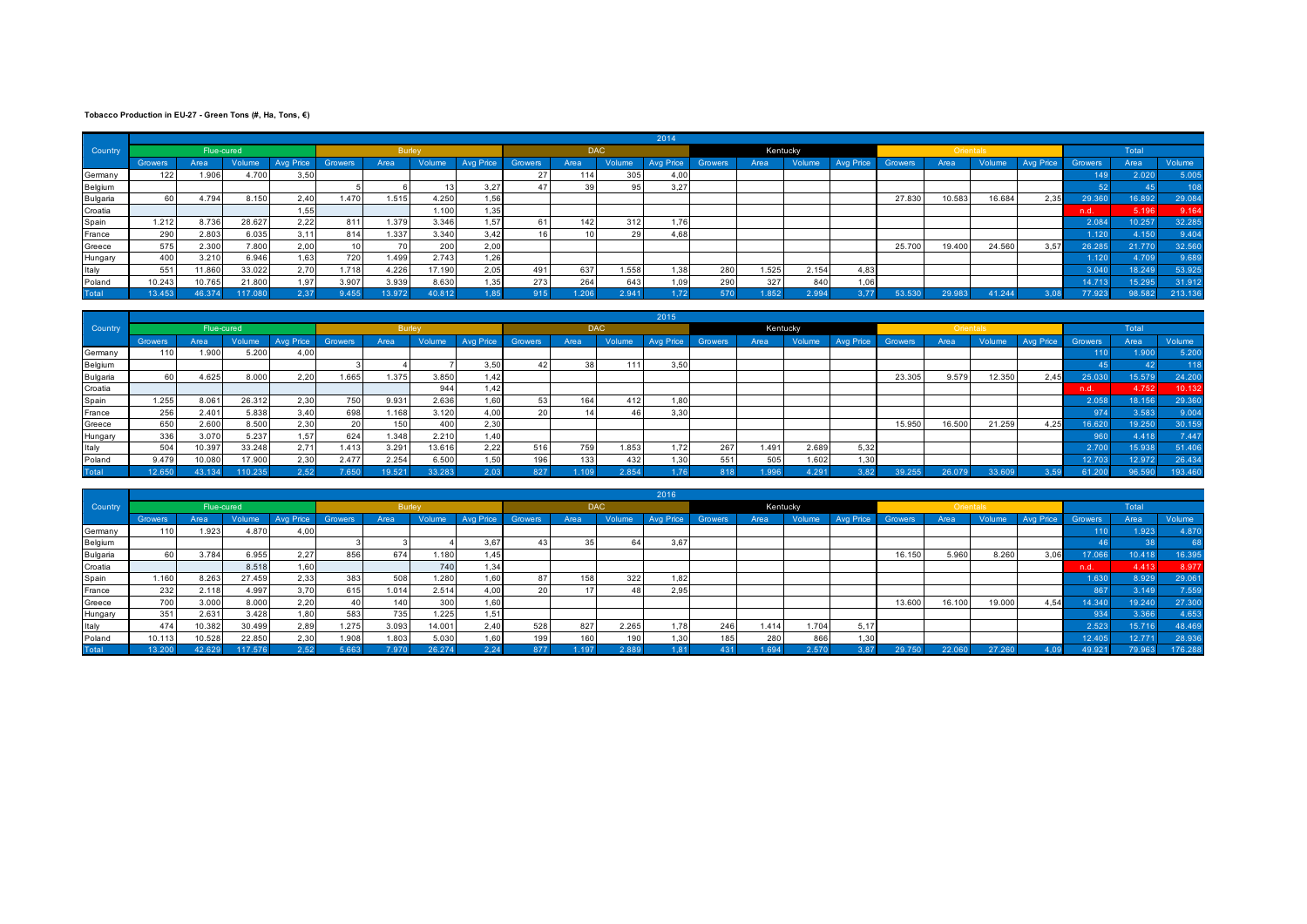**Tobacco Production in EU-27 - Green Tons (#, Ha, Tons, €)**

| Country | 2014 | | | | | | | | | | | | | | | | | | | | | | |
|---|---|---|---|---|---|---|---|---|---|---|---|---|---|---|---|---|---|---|---|---|---|---|---|
| | Flue-cured | | | | Burley | | | | DAC | | | | Kentucky | | | | Orientals | | | | Total | | |
| | Growers | Area | Volume | Avg Price | Growers | Area | Volume | Avg Price | Growers | Area | Volume | Avg Price | Growers | Area | Volume | Avg Price | Growers | Area | Volume | Avg Price | Growers | Area | Volume |
| Germany | 122 | 1.906 | 4.700 | 3,50 | | | | | 27 | 114 | 305 | 4,00 | | | | | | | | | 149 | 2.020 | 5.005 |
| Belgium | | | | | 5 | 6 | 13 | 3,27 | 47 | 39 | 95 | 3,27 | | | | | | | | | 52 | 45 | 108 |
| Bulgaria | 60 | 4.794 | 8.150 | 2,40 | 1.470 | 1.515 | 4.250 | 1,56 | | | | | | | | | 27.830 | 10.583 | 16.684 | 2,35 | 29.360 | 16.892 | 29.084 |
| Croatia | | | | 1,55 | | | 1.100 | 1,35 | | | | | | | | | | | | | n.d. | 5.196 | 9.164 |
| Spain | 1.212 | 8.736 | 28.627 | 2,22 | 811 | 1.379 | 3.346 | 1,57 | 61 | 142 | 312 | 1,76 | | | | | | | | | 2.084 | 10.257 | 32.285 |
| France | 290 | 2.803 | 6.035 | 3,11 | 814 | 1.337 | 3.340 | 3,42 | 16 | 10 | 29 | 4,68 | | | | | | | | | 1.120 | 4.150 | 9.404 |
| Greece | 575 | 2.300 | 7.800 | 2,00 | 10 | 70 | 200 | 2,00 | | | | | | | | | 25.700 | 19.400 | 24.560 | 3,57 | 26.285 | 21.770 | 32.560 |
| Hungary | 400 | 3.210 | 6.946 | 1,63 | 720 | 1.499 | 2.743 | 1,26 | | | | | | | | | | | | | 1.120 | 4.709 | 9.689 |
| Italy | 551 | 11.860 | 33.022 | 2,70 | 1.718 | 4.226 | 17.190 | 2,05 | 491 | 637 | 1.558 | 1,38 | 280 | 1.525 | 2.154 | 4,83 | | | | | 3.040 | 18.249 | 53.925 |
| Poland | 10.243 | 10.765 | 21.800 | 1,97 | 3.907 | 3.939 | 8.630 | 1,35 | 273 | 264 | 643 | 1,09 | 290 | 327 | 840 | 1,06 | | | | | 14.713 | 15.295 | 31.912 |
| Total | 13.453 | 46.374 | 117.080 | 2,37 | 9.455 | 13.972 | 40.812 | 1,85 | 915 | 1.206 | 2.941 | 1,72 | 570 | 1.852 | 2.994 | 3,77 | 53.530 | 29.983 | 41.244 | 3,08 | 77.923 | 98.582 | 213.136 |

| Country | 2015 | | | | | | | | | | | | | | | | | | | | | | |
|---|---|---|---|---|---|---|---|---|---|---|---|---|---|---|---|---|---|---|---|---|---|---|---|
| | Flue-cured | | | | Burley | | | | DAC | | | | Kentucky | | | | Orientals | | | | Total | | |
| | Growers | Area | Volume | Avg Price | Growers | Area | Volume | Avg Price | Growers | Area | Volume | Avg Price | Growers | Area | Volume | Avg Price | Growers | Area | Volume | Avg Price | Growers | Area | Volume |
| Germany | 110 | 1.900 | 5.200 | 4,00 | | | | | | | | | | | | | | | | | 110 | 1.900 | 5.200 |
| Belgium | | | | | 3 | 4 | 7 | 3,50 | 42 | 38 | 111 | 3,50 | | | | | | | | | 45 | 42 | 118 |
| Bulgaria | 60 | 4.625 | 8.000 | 2,20 | 1.665 | 1.375 | 3.850 | 1,42 | | | | | | | | | 23.305 | 9.579 | 12.350 | 2,45 | 25.030 | 15.579 | 24.200 |
| Croatia | | | | | | | 944 | 1,42 | | | | | | | | | | | | | n.d. | 4.752 | 10.132 |
| Spain | 1.255 | 8.061 | 26.312 | 2,30 | 750 | 9.931 | 2.636 | 1,60 | 53 | 164 | 412 | 1,80 | | | | | | | | | 2.058 | 18.156 | 29.360 |
| France | 256 | 2.401 | 5.838 | 3,40 | 698 | 1.168 | 3.120 | 4,00 | 20 | 14 | 46 | 3,30 | | | | | | | | | 974 | 3.583 | 9.004 |
| Greece | 650 | 2.600 | 8.500 | 2,30 | 20 | 150 | 400 | 2,30 | | | | | | | | | 15.950 | 16.500 | 21.259 | 4,25 | 16.620 | 19.250 | 30.159 |
| Hungary | 336 | 3.070 | 5.237 | 1,57 | 624 | 1.348 | 2.210 | 1,40 | | | | | | | | | | | | | 960 | 4.418 | 7.447 |
| Italy | 504 | 10.397 | 33.248 | 2,71 | 1.413 | 3.291 | 13.616 | 2,22 | 516 | 759 | 1.853 | 1,72 | 267 | 1.491 | 2.689 | 5,32 | | | | | 2.700 | 15.938 | 51.406 |
| Poland | 9.479 | 10.080 | 17.900 | 2,30 | 2.477 | 2.254 | 6.500 | 1,50 | 196 | 133 | 432 | 1,30 | 551 | 505 | 1.602 | 1,30 | | | | | 12.703 | 12.972 | 26.434 |
| Total | 12.650 | 43.134 | 110.235 | 2,52 | 7.650 | 19.521 | 33.283 | 2,03 | 827 | 1.109 | 2.854 | 1,76 | 818 | 1.996 | 4.291 | 3,82 | 39.255 | 26.079 | 33.609 | 3,59 | 61.200 | 96.590 | 193.460 |

| Country | 2016 | | | | | | | | | | | | | | | | | | | | | | |
|---|---|---|---|---|---|---|---|---|---|---|---|---|---|---|---|---|---|---|---|---|---|---|---|
| | Flue-cured | | | | Burley | | | | DAC | | | | Kentucky | | | | Orientals | | | | Total | | |
| | Growers | Area | Volume | Avg Price | Growers | Area | Volume | Avg Price | Growers | Area | Volume | Avg Price | Growers | Area | Volume | Avg Price | Growers | Area | Volume | Avg Price | Growers | Area | Volume |
| Germany | 110 | 1.923 | 4.870 | 4,00 | | | | | | | | | | | | | | | | | 110 | 1.923 | 4.870 |
| Belgium | | | | | 3 | 3 | 4 | 3,67 | 43 | 35 | 64 | 3,67 | | | | | | | | | 46 | 38 | 68 |
| Bulgaria | 60 | 3.784 | 6.955 | 2,27 | 856 | 674 | 1.180 | 1,45 | | | | | | | | | 16.150 | 5.960 | 8.260 | 3,06 | 17.066 | 10.418 | 16.395 |
| Croatia | | | 8.518 | 1,60 | | | 740 | 1,34 | | | | | | | | | | | | | n.d. | 4.413 | 8.977 |
| Spain | 1.160 | 8.263 | 27.459 | 2,33 | 383 | 508 | 1.280 | 1,60 | 87 | 158 | 322 | 1,82 | | | | | | | | | 1.630 | 8.929 | 29.061 |
| France | 232 | 2.118 | 4.997 | 3,70 | 615 | 1.014 | 2.514 | 4,00 | 20 | 17 | 48 | 2,95 | | | | | | | | | 867 | 3.149 | 7.559 |
| Greece | 700 | 3.000 | 8.000 | 2,20 | 40 | 140 | 300 | 1,60 | | | | | | | | | 13.600 | 16.100 | 19.000 | 4,54 | 14.340 | 19.240 | 27.300 |
| Hungary | 351 | 2.631 | 3.428 | 1,80 | 583 | 735 | 1.225 | 1,51 | | | | | | | | | | | | | 934 | 3.366 | 4.653 |
| Italy | 474 | 10.382 | 30.499 | 2,89 | 1.275 | 3.093 | 14.001 | 2,40 | 528 | 827 | 2.265 | 1,78 | 246 | 1.414 | 1.704 | 5,17 | | | | | 2.523 | 15.716 | 48.469 |
| Poland | 10.113 | 10.528 | 22.850 | 2,30 | 1.908 | 1.803 | 5.030 | 1,60 | 199 | 160 | 190 | 1,30 | 185 | 280 | 866 | 1,30 | | | | | 12.405 | 12.771 | 28.936 |
| Total | 13.200 | 42.629 | 117.576 | 2,52 | 5.663 | 7.970 | 26.274 | 2,24 | 877 | 1.197 | 2.889 | 1,81 | 431 | 1.694 | 2.570 | 3,87 | 29.750 | 22.060 | 27.260 | 4,09 | 49.921 | 79.963 | 176.288 |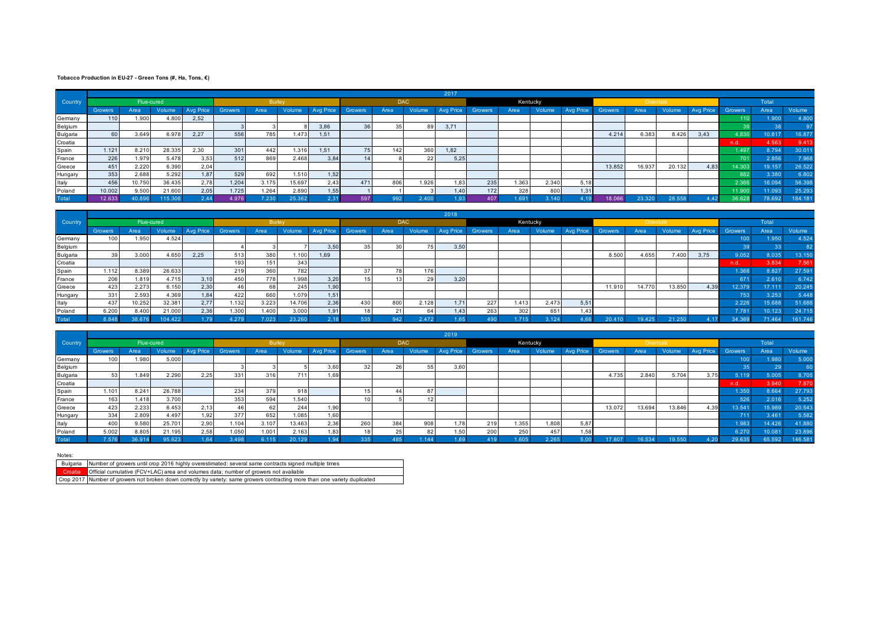**Tobacco Production in EU-27 - Green Tons (#, Ha, Tons, €)**

| Country | 2017 | | | | | | | | | | | | | | | | | | | | | | |
|---|---|---|---|---|---|---|---|---|---|---|---|---|---|---|---|---|---|---|---|---|---|---|---|
| | Flue-cured | | | | Burley | | | | DAC | | | | Kentucky | | | | Orientals | | | | Total | | |
| | Growers | Area | Volume | Avg Price | Growers | Area | Volume | Avg Price | Growers | Area | Volume | Avg Price | Growers | Area | Volume | Avg Price | Growers | Area | Volume | Avg Price | Growers | Area | Volume |
| Germany | 110 | 1.900 | 4.800 | 2,52 | | | | | | | | | | | | | | | | | 110 | 1.900 | 4.800 |
| Belgium | | | | | 3 | 3 | 8 | 3,86 | 36 | 35 | 89 | 3,71 | | | | | | | | | 39 | 38 | 97 |
| Bulgaria | 60 | 3.649 | 6.978 | 2,27 | 556 | 785 | 1.473 | 1,51 | | | | | | | | | 4.214 | 6.383 | 8.426 | 3,43 | 4.830 | 10.817 | 16.877 |
| Croatia | | | | | | | | | | | | | | | | | | | | | n.d. | 4.563 | 9.413 |
| Spain | 1.121 | 8.210 | 28.335 | 2,30 | 301 | 442 | 1.316 | 1,51 | 75 | 142 | 360 | 1,82 | | | | | | | | | 1.497 | 8.794 | 30.011 |
| France | 226 | 1.979 | 5.478 | 3,53 | 512 | 869 | 2.468 | 3,84 | 14 | 8 | 22 | 5,25 | | | | | | | | | 701 | 2.856 | 7.968 |
| Greece | 451 | 2.220 | 6.390 | 2,04 | | | | | | | | | | | | | 13.852 | 16.937 | 20.132 | 4,83 | 14.303 | 19.157 | 26.522 |
| Hungary | 353 | 2.688 | 5.292 | 1,87 | 529 | 692 | 1.510 | 1,52 | | | | | | | | | | | | | 882 | 3.380 | 6.802 |
| Italy | 456 | 10.750 | 36.435 | 2,78 | 1.204 | 3.175 | 15.697 | 2,43 | 471 | 806 | 1.926 | 1,83 | 235 | 1.363 | 2.340 | 5,18 | | | | | 2.366 | 16.094 | 56.398 |
| Poland | 10.002 | 9.500 | 21.600 | 2,05 | 1.725 | 1.264 | 2.890 | 1,55 | 1 | 1 | 3 | 1,40 | 172 | 328 | 800 | 1,31 | | | | | 11.900 | 11.093 | 25.293 |
| Total | 12.633 | 40.896 | 115.308 | 2,44 | 4.976 | 7.230 | 25.362 | 2,31 | 597 | 992 | 2.400 | 1,93 | 407 | 1.691 | 3.140 | 4,19 | 18.066 | 23.320 | 28.558 | 4,42 | 36.628 | 78.692 | 184.181 |

| Country | 2018 | | | | | | | | | | | | | | | | | | | | | | |
|---|---|---|---|---|---|---|---|---|---|---|---|---|---|---|---|---|---|---|---|---|---|---|---|
| | Flue-cured | | | | Burley | | | | DAC | | | | Kentucky | | | | Orientals | | | | Total | | |
| | Growers | Area | Volume | Avg Price | Growers | Area | Volume | Avg Price | Growers | Area | Volume | Avg Price | Growers | Area | Volume | Avg Price | Growers | Area | Volume | Avg Price | Growers | Area | Volume |
| Germany | 100 | 1.950 | 4.524 | | | | | | | | | | | | | | | | | | 100 | 1.950 | 4.524 |
| Belgium | | | | | 4 | 3 | 7 | 3,50 | 35 | 30 | 75 | 3,50 | | | | | | | | | 39 | 33 | 82 |
| Bulgaria | 39 | 3.000 | 4.650 | 2,25 | 513 | 380 | 1.100 | 1,69 | | | | | | | | | 8.500 | 4.655 | 7.400 | 3,75 | 9.052 | 8.035 | 13.150 |
| Croatia | | | | | 193 | 151 | 343 | | | | | | | | | | | | | | n.d. | 3.834 | 7.561 |
| Spain | 1.112 | 8.389 | 26.633 | | 219 | 360 | 782 | | 37 | 78 | 176 | | | | | | | | | | 1.368 | 8.827 | 27.591 |
| France | 206 | 1.819 | 4.715 | 3,10 | 450 | 778 | 1.998 | 3,20 | 15 | 13 | 29 | 3,20 | | | | | | | | | 671 | 2.610 | 6.742 |
| Greece | 423 | 2.273 | 6.150 | 2,30 | 46 | 68 | 245 | 1,90 | | | | | | | | | 11.910 | 14.770 | 13.850 | 4,39 | 12.379 | 17.111 | 20.245 |
| Hungary | 331 | 2.593 | 4.369 | 1,84 | 422 | 660 | 1.079 | 1,51 | | | | | | | | | | | | | 753 | 3.253 | 5.448 |
| Italy | 437 | 10.252 | 32.381 | 2,77 | 1.132 | 3.223 | 14.706 | 2,36 | 430 | 800 | 2.128 | 1,71 | 227 | 1.413 | 2.473 | 5,51 | | | | | 2.226 | 15.688 | 51.688 |
| Poland | 6.200 | 8.400 | 21.000 | 2,36 | 1.300 | 1.400 | 3.000 | 1,91 | 18 | 21 | 64 | 1,43 | 263 | 302 | 651 | 1,43 | | | | | 7.781 | 10.123 | 24.715 |
| Total | 8.848 | 38.676 | 104.422 | 1,79 | 4.279 | 7.023 | 23.260 | 2,18 | 535 | 942 | 2.472 | 1,65 | 490 | 1.715 | 3.124 | 4,66 | 20.410 | 19.425 | 21.250 | 4,17 | 34.369 | 71.464 | 161.746 |

| Country | 2019 | | | | | | | | | | | | | | | | | | | | | | |
|---|---|---|---|---|---|---|---|---|---|---|---|---|---|---|---|---|---|---|---|---|---|---|---|
| | Flue-cured | | | | Burley | | | | DAC | | | | Kentucky | | | | Orientals | | | | Total | | |
| | Growers | Area | Volume | Avg Price | Growers | Area | Volume | Avg Price | Growers | Area | Volume | Avg Price | Growers | Area | Volume | Avg Price | Growers | Area | Volume | Avg Price | Growers | Area | Volume |
| Germany | 100 | 1.980 | 5.000 | | | | | | | | | | | | | | | | | | 100 | 1.980 | 5.000 |
| Belgium | | | | | 3 | 3 | 5 | 3,60 | 32 | 26 | 55 | 3,60 | | | | | | | | | 35 | 29 | 60 |
| Bulgaria | 53 | 1.849 | 2.290 | 2,25 | 331 | 316 | 711 | 1,69 | | | | | | | | | 4.735 | 2.840 | 5.704 | 3,75 | 5.119 | 5.005 | 8.705 |
| Croatia | | | | | | | | | | | | | | | | | | | | | n.d. | 3.940 | 7.870 |
| Spain | 1.101 | 8.241 | 26.788 | | 234 | 379 | 918 | | 15 | 44 | 87 | | | | | | | | | | 1.350 | 8.664 | 27.793 |
| France | 163 | 1.418 | 3.700 | | 353 | 594 | 1.540 | | 10 | 5 | 12 | | | | | | | | | | 526 | 2.016 | 5.252 |
| Greece | 423 | 2.233 | 6.453 | 2,13 | 46 | 62 | 244 | 1,90 | | | | | | | | | 13.072 | 13.694 | 13.846 | 4,39 | 13.541 | 15.989 | 20.543 |
| Hungary | 334 | 2.809 | 4.497 | 1,92 | 377 | 652 | 1.085 | 1,60 | | | | | | | | | | | | | 711 | 3.461 | 5.582 |
| Italy | 400 | 9.580 | 25.701 | 2,90 | 1.104 | 3.107 | 13.463 | 2,36 | 260 | 384 | 908 | 1,78 | 219 | 1.355 | 1.808 | 5,87 | | | | | 1.983 | 14.426 | 41.880 |
| Poland | 5.002 | 8.805 | 21.195 | 2,58 | 1.050 | 1.001 | 2.163 | 1,83 | 18 | 25 | 82 | 1,50 | 200 | 250 | 457 | 1,58 | | | | | 6.270 | 10.081 | 23.896 |
| Total | 7.576 | 36.914 | 95.623 | 1,64 | 3.498 | 6.115 | 20.129 | 1,94 | 335 | 485 | 1.144 | 1,69 | 419 | 1.605 | 2.265 | 5,00 | 17.807 | 16.534 | 19.550 | 4,20 | 29.635 | 65.592 | 146.581 |

Notes:

| | |
|---|---|
| Bulgaria | Number of growers until crop 2016 highly overestimated: several same contracts signed multiple times |
| Croatia | Official cumulative (FCV+LAC) area and volumes data; number of growers not available |
| Crop 2017 | Number of growers not broken down correctly by variety: same growers contracting more than one variety duplicated |